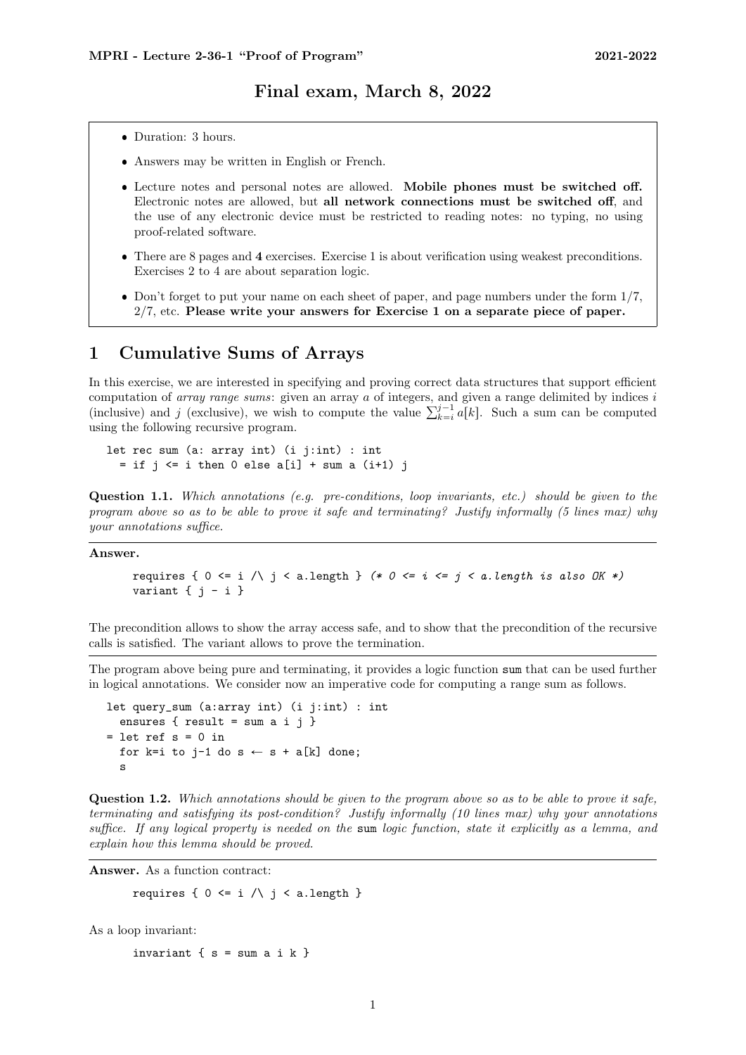**MPRI - Lecture 2-36-1 "Proof of Program"** **2021-2022**

## Final exam, March 8, 2022

- Duration: 3 hours.
- Answers may be written in English or French.
- Lecture notes and personal notes are allowed. **Mobile phones must be switched off.** Electronic notes are allowed, but **all network connections must be switched off**, and the use of any electronic device must be restricted to reading notes: no typing, no using proof-related software.
- There are 8 pages and **4** exercises. Exercise 1 is about verification using weakest preconditions. Exercises 2 to 4 are about separation logic.
- Don't forget to put your name on each sheet of paper, and page numbers under the form 1/7, 2/7, etc. **Please write your answers for Exercise 1 on a separate piece of paper.**

# 1 Cumulative Sums of Arrays

In this exercise, we are interested in specifying and proving correct data structures that support efficient computation of *array range sums*: given an array $a$ of integers, and given a range delimited by indices $i$ (inclusive) and $j$ (exclusive), we wish to compute the value $\sum_{k=i}^{j-1} a[k]$. Such a sum can be computed using the following recursive program.

```
let rec sum (a: array int) (i j:int) : int
  = if j <= i then 0 else a[i] + sum a (i+1) j
```

**Question 1.1.** *Which annotations (e.g. pre-conditions, loop invariants, etc.) should be given to the program above so as to be able to prove it safe and terminating? Justify informally (5 lines max) why your annotations suffice.*

---

**Answer.**

```
requires { 0 <= i /\ j < a.length } (* 0 <= i <= j < a.length is also OK *)
variant { j - i }
```

The precondition allows to show the array access safe, and to show that the precondition of the recursive calls is satisfied. The variant allows to prove the termination.

---

The program above being pure and terminating, it provides a logic function `sum` that can be used further in logical annotations. We consider now an imperative code for computing a range sum as follows.

```
let query_sum (a:array int) (i j:int) : int
  ensures { result = sum a i j }
= let ref s = 0 in
  for k=i to j-1 do s ← s + a[k] done;
  s
```

**Question 1.2.** *Which annotations should be given to the program above so as to be able to prove it safe, terminating and satisfying its post-condition? Justify informally (10 lines max) why your annotations suffice. If any logical property is needed on the* `sum` *logic function, state it explicitly as a lemma, and explain how this lemma should be proved.*

---

**Answer.** As a function contract:

```
requires { 0 <= i /\ j < a.length }
```

As a loop invariant:

```
invariant { s = sum a i k }
```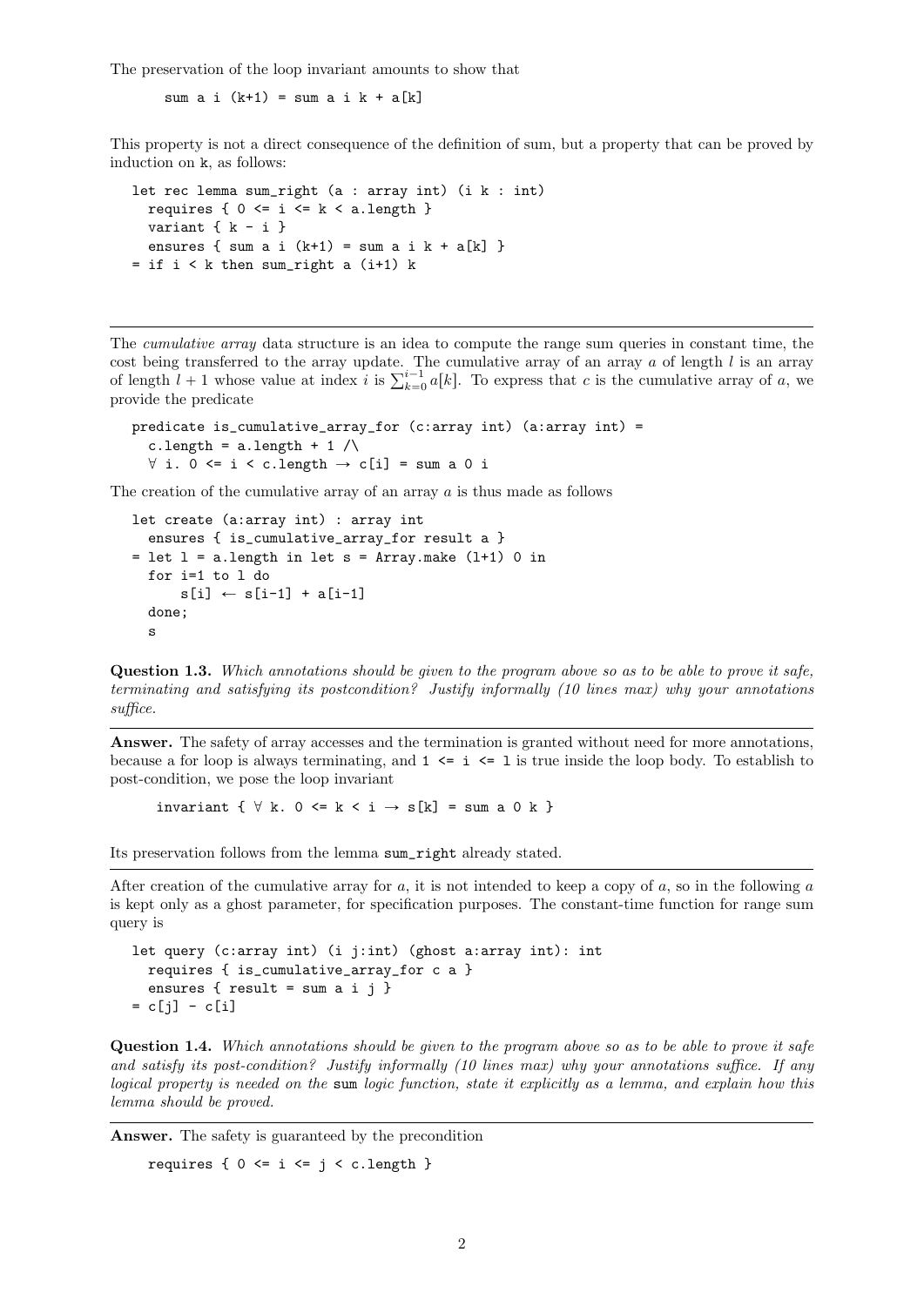The preservation of the loop invariant amounts to show that

```
sum a i (k+1) = sum a i k + a[k]
```

This property is not a direct consequence of the definition of sum, but a property that can be proved by induction on k, as follows:

```
let rec lemma sum_right (a : array int) (i k : int)
  requires { 0 <= i <= k < a.length }
  variant { k - i }
  ensures { sum a i (k+1) = sum a i k + a[k] }
= if i < k then sum_right a (i+1) k
```

---

The *cumulative array* data structure is an idea to compute the range sum queries in constant time, the cost being transferred to the array update. The cumulative array of an array $a$ of length $l$ is an array of length $l+1$ whose value at index $i$ is $\sum_{k=0}^{i-1} a[k]$. To express that $c$ is the cumulative array of $a$, we provide the predicate

```
predicate is_cumulative_array_for (c:array int) (a:array int) =
  c.length = a.length + 1 /\
  ∀ i. 0 <= i < c.length → c[i] = sum a 0 i
```

The creation of the cumulative array of an array $a$ is thus made as follows

```
let create (a:array int) : array int
  ensures { is_cumulative_array_for result a }
= let l = a.length in let s = Array.make (l+1) 0 in
  for i=1 to l do
      s[i] ← s[i-1] + a[i-1]
  done;
  s
```

**Question 1.3.** *Which annotations should be given to the program above so as to be able to prove it safe, terminating and satisfying its postcondition? Justify informally (10 lines max) why your annotations suffice.*

---

**Answer.** The safety of array accesses and the termination is granted without need for more annotations, because a for loop is always terminating, and `1 <= i <= l` is true inside the loop body. To establish to post-condition, we pose the loop invariant

```
invariant { ∀ k. 0 <= k < i → s[k] = sum a 0 k }
```

Its preservation follows from the lemma `sum_right` already stated.

---

After creation of the cumulative array for $a$, it is not intended to keep a copy of $a$, so in the following $a$ is kept only as a ghost parameter, for specification purposes. The constant-time function for range sum query is

```
let query (c:array int) (i j:int) (ghost a:array int): int
  requires { is_cumulative_array_for c a }
  ensures { result = sum a i j }
= c[j] - c[i]
```

**Question 1.4.** *Which annotations should be given to the program above so as to be able to prove it safe and satisfy its post-condition? Justify informally (10 lines max) why your annotations suffice. If any logical property is needed on the* sum *logic function, state it explicitly as a lemma, and explain how this lemma should be proved.*

---

**Answer.** The safety is guaranteed by the precondition

```
requires { 0 <= i <= j < c.length }
```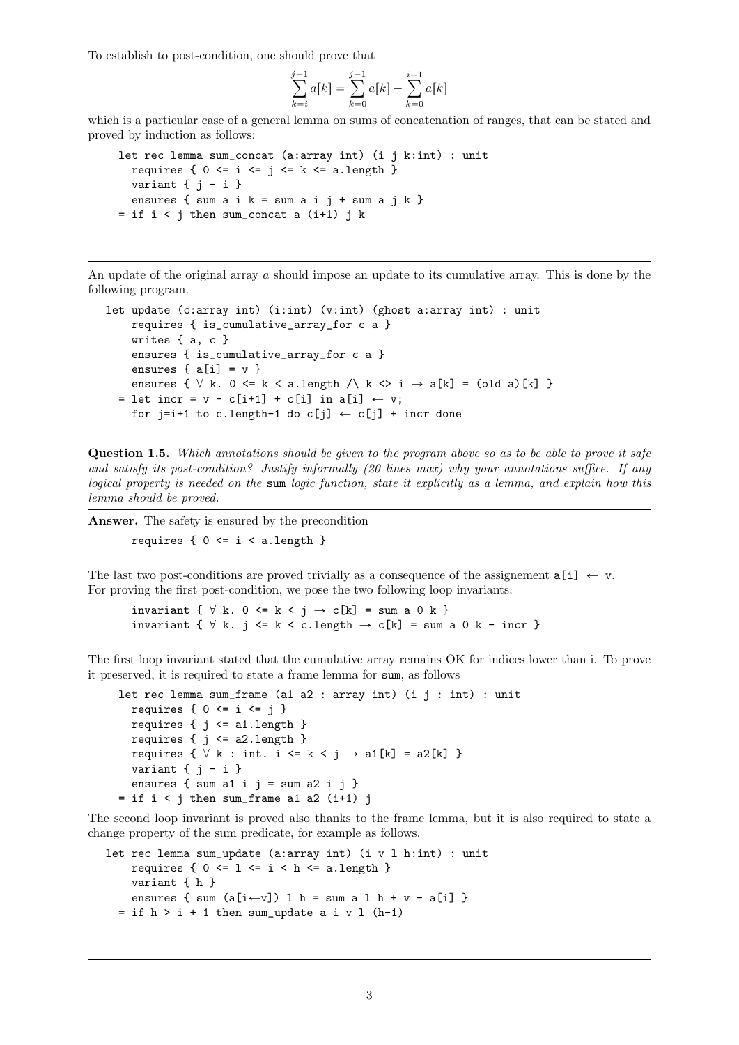To establish to post-condition, one should prove that

$$\sum_{k=i}^{j-1} a[k] = \sum_{k=0}^{j-1} a[k] - \sum_{k=0}^{i-1} a[k]$$

which is a particular case of a general lemma on sums of concatenation of ranges, that can be stated and proved by induction as follows:

```
let rec lemma sum_concat (a:array int) (i j k:int) : unit
  requires { 0 <= i <= j <= k <= a.length }
  variant { j - i }
  ensures { sum a i k = sum a i j + sum a j k }
= if i < j then sum_concat a (i+1) j k
```

---

An update of the original array $a$ should impose an update to its cumulative array. This is done by the following program.

```
let update (c:array int) (i:int) (v:int) (ghost a:array int) : unit
    requires { is_cumulative_array_for c a }
    writes { a, c }
    ensures { is_cumulative_array_for c a }
    ensures { a[i] = v }
    ensures { ∀ k. 0 <= k < a.length /\ k <> i → a[k] = (old a)[k] }
  = let incr = v - c[i+1] + c[i] in a[i] ← v;
    for j=i+1 to c.length-1 do c[j] ← c[j] + incr done
```

**Question 1.5.** *Which annotations should be given to the program above so as to be able to prove it safe and satisfy its post-condition? Justify informally (20 lines max) why your annotations suffice. If any logical property is needed on the* `sum` *logic function, state it explicitly as a lemma, and explain how this lemma should be proved.*

---

**Answer.** The safety is ensured by the precondition

```
requires { 0 <= i < a.length }
```

The last two post-conditions are proved trivially as a consequence of the assignement `a[i] ← v`. For proving the first post-condition, we pose the two following loop invariants.

```
invariant { ∀ k. 0 <= k < j → c[k] = sum a 0 k }
invariant { ∀ k. j <= k < c.length → c[k] = sum a 0 k - incr }
```

The first loop invariant stated that the cumulative array remains OK for indices lower than i. To prove it preserved, it is required to state a frame lemma for `sum`, as follows

```
let rec lemma sum_frame (a1 a2 : array int) (i j : int) : unit
  requires { 0 <= i <= j }
  requires { j <= a1.length }
  requires { j <= a2.length }
  requires { ∀ k : int. i <= k < j → a1[k] = a2[k] }
  variant { j - i }
  ensures { sum a1 i j = sum a2 i j }
= if i < j then sum_frame a1 a2 (i+1) j
```

The second loop invariant is proved also thanks to the frame lemma, but it is also required to state a change property of the sum predicate, for example as follows.

```
let rec lemma sum_update (a:array int) (i v l h:int) : unit
    requires { 0 <= l <= i < h <= a.length }
    variant { h }
    ensures { sum (a[i←v]) l h = sum a l h + v - a[i] }
  = if h > i + 1 then sum_update a i v l (h-1)
```

---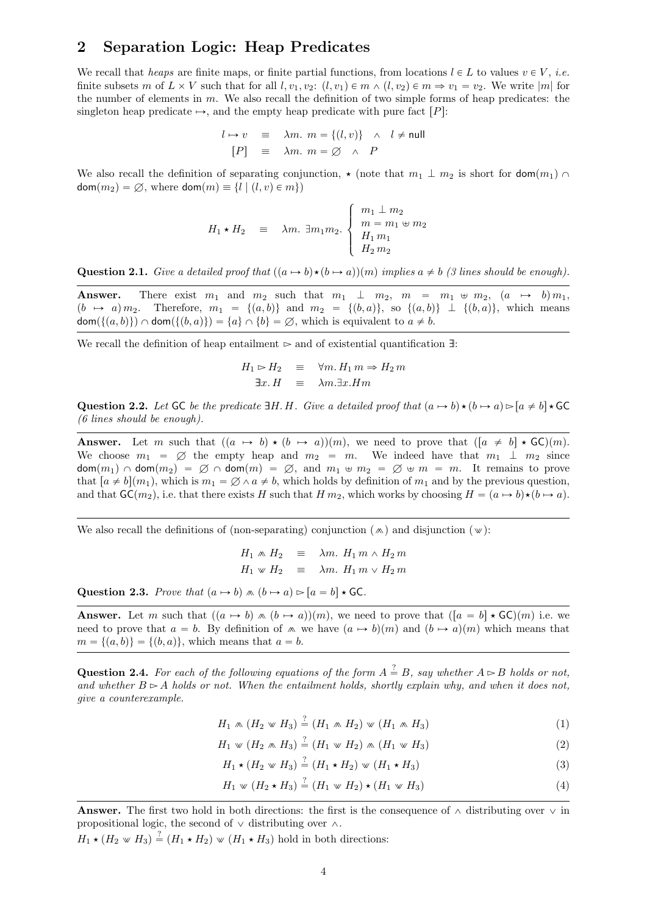## 2 Separation Logic: Heap Predicates

We recall that *heaps* are finite maps, or finite partial functions, from locations $l \in L$ to values $v \in V$, *i.e.* finite subsets $m$ of $L \times V$ such that for all $l, v_1, v_2$: $(l, v_1) \in m \wedge (l, v_2) \in m \Rightarrow v_1 = v_2$. We write $|m|$ for the number of elements in $m$. We also recall the definition of two simple forms of heap predicates: the singleton heap predicate $\mapsto$, and the empty heap predicate with pure fact $[P]$:

$$
\begin{array}{rcl}
l \mapsto v & \equiv & \lambda m.\ m = \{(l, v)\} \quad \wedge \quad l \neq \mathsf{null} \\
[P] & \equiv & \lambda m.\ m = \varnothing \quad \wedge \quad P
\end{array}
$$

We also recall the definition of separating conjunction, $\star$ (note that $m_1 \perp m_2$ is short for $\mathsf{dom}(m_1) \cap \mathsf{dom}(m_2) = \varnothing$, where $\mathsf{dom}(m) \equiv \{l \mid (l, v) \in m\}$)

$$
H_1 \star H_2 \quad \equiv \quad \lambda m.\ \exists m_1 m_2.\ \left\{ \begin{array}{l} m_1 \perp m_2 \\ m = m_1 \uplus m_2 \\ H_1\, m_1 \\ H_2\, m_2 \end{array} \right.
$$

**Question 2.1.** *Give a detailed proof that $((a \mapsto b) \star (b \mapsto a))(m)$ implies $a \neq b$ (3 lines should be enough).*

---

**Answer.** There exist $m_1$ and $m_2$ such that $m_1 \perp m_2$, $m = m_1 \uplus m_2$, $(a \mapsto b)\, m_1$, $(b \mapsto a)\, m_2$. Therefore, $m_1 = \{(a, b)\}$ and $m_2 = \{(b, a)\}$, so $\{(a, b)\} \perp \{(b, a)\}$, which means $\mathsf{dom}(\{(a, b)\}) \cap \mathsf{dom}(\{(b, a)\}) = \{a\} \cap \{b\} = \varnothing$, which is equivalent to $a \neq b$.

---

We recall the definition of heap entailment $\rhd$ and of existential quantification $\exists$:

$$
\begin{array}{rcl}
H_1 \rhd H_2 & \equiv & \forall m.\, H_1\, m \Rightarrow H_2\, m \\
\exists x.\, H & \equiv & \lambda m. \exists x. H m
\end{array}
$$

**Question 2.2.** *Let $\mathsf{GC}$ be the predicate $\exists H. H$. Give a detailed proof that $(a \mapsto b) \star (b \mapsto a) \rhd [a \neq b] \star \mathsf{GC}$ (6 lines should be enough).*

---

**Answer.** Let $m$ such that $((a \mapsto b) \star (b \mapsto a))(m)$, we need to prove that $([a \neq b] \star \mathsf{GC})(m)$. We choose $m_1 = \varnothing$ the empty heap and $m_2 = m$. We indeed have that $m_1 \perp m_2$ since $\mathsf{dom}(m_1) \cap \mathsf{dom}(m_2) = \varnothing \cap \mathsf{dom}(m) = \varnothing$, and $m_1 \uplus m_2 = \varnothing \uplus m = m$. It remains to prove that $[a \neq b](m_1)$, which is $m_1 = \varnothing \wedge a \neq b$, which holds by definition of $m_1$ and by the previous question, and that $\mathsf{GC}(m_2)$, i.e. that there exists $H$ such that $H\, m_2$, which works by choosing $H = (a \mapsto b) \star (b \mapsto a)$.

---

We also recall the definitions of (non-separating) conjunction ($\curlywedge$) and disjunction ($\curlyvee$):

$$
\begin{array}{rcl}
H_1 \curlywedge H_2 & \equiv & \lambda m.\ H_1\, m \wedge H_2\, m \\
H_1 \curlyvee H_2 & \equiv & \lambda m.\ H_1\, m \vee H_2\, m
\end{array}
$$

**Question 2.3.** *Prove that $(a \mapsto b) \curlywedge (b \mapsto a) \rhd [a = b] \star \mathsf{GC}$.*

---

**Answer.** Let $m$ such that $((a \mapsto b) \curlywedge (b \mapsto a))(m)$, we need to prove that $([a = b] \star \mathsf{GC})(m)$ i.e. we need to prove that $a = b$. By definition of $\curlywedge$ we have $(a \mapsto b)(m)$ and $(b \mapsto a)(m)$ which means that $m = \{(a, b)\} = \{(b, a)\}$, which means that $a = b$.

---

**Question 2.4.** *For each of the following equations of the form $A \stackrel{?}{=} B$, say whether $A \rhd B$ holds or not, and whether $B \rhd A$ holds or not. When the entailment holds, shortly explain why, and when it does not, give a counterexample.*

$$
H_1 \curlywedge (H_2 \curlyvee H_3) \stackrel{?}{=} (H_1 \curlywedge H_2) \curlyvee (H_1 \curlywedge H_3) \tag{1}
$$

$$
H_1 \curlyvee (H_2 \curlywedge H_3) \stackrel{?}{=} (H_1 \curlyvee H_2) \curlywedge (H_1 \curlyvee H_3) \tag{2}
$$

$$
H_1 \star (H_2 \curlyvee H_3) \stackrel{?}{=} (H_1 \star H_2) \curlyvee (H_1 \star H_3) \tag{3}
$$

$$
H_1 \curlyvee (H_2 \star H_3) \stackrel{?}{=} (H_1 \curlyvee H_2) \star (H_1 \curlyvee H_3) \tag{4}
$$

---

**Answer.** The first two hold in both directions: the first is the consequence of $\wedge$ distributing over $\vee$ in propositional logic, the second of $\vee$ distributing over $\wedge$.

$H_1 \star (H_2 \curlyvee H_3) \stackrel{?}{=} (H_1 \star H_2) \curlyvee (H_1 \star H_3)$ hold in both directions: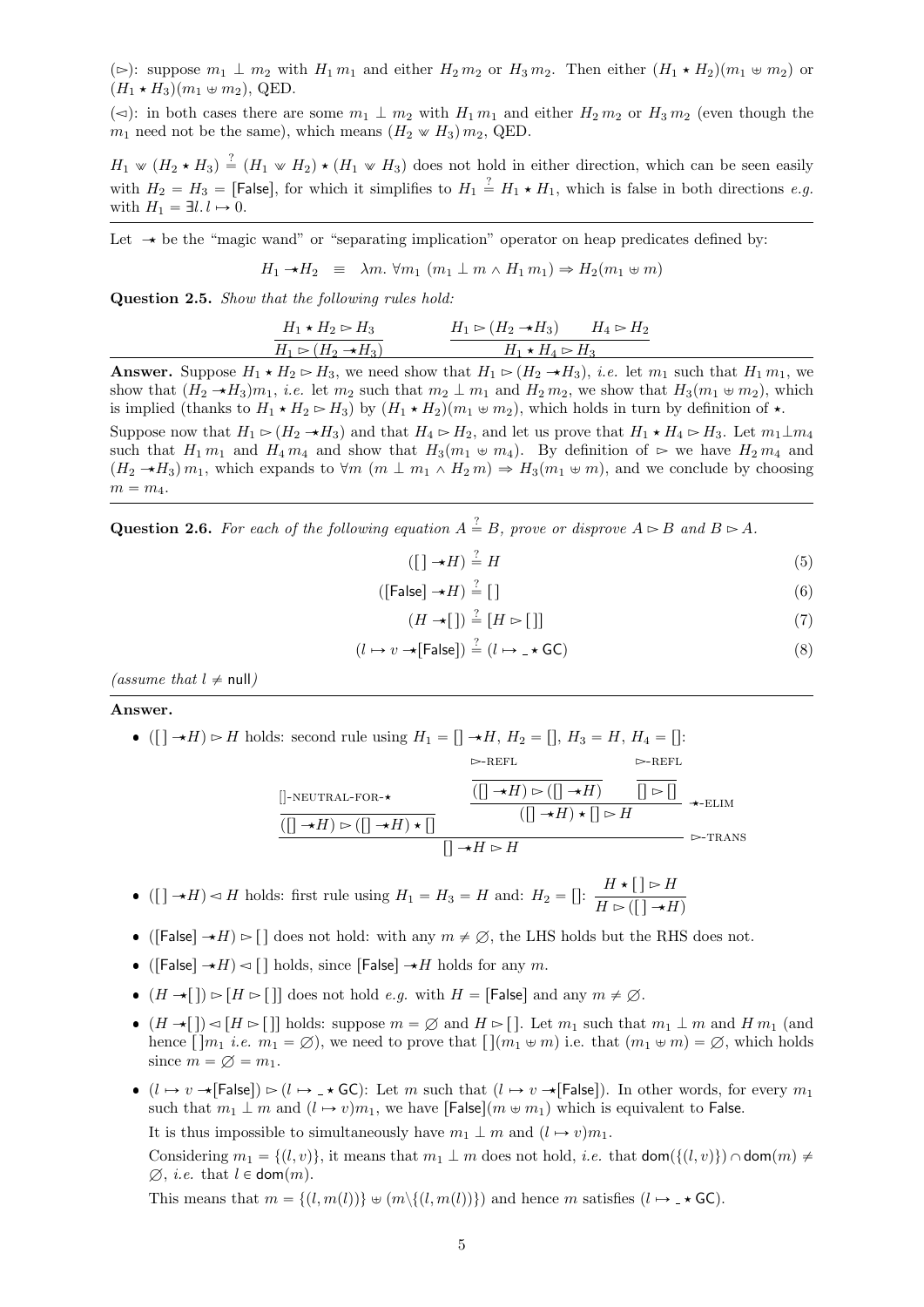($\rhd$): suppose $m_1 \perp m_2$ with $H_1\, m_1$ and either $H_2\, m_2$ or $H_3\, m_2$. Then either $(H_1 \star H_2)(m_1 \uplus m_2)$ or $(H_1 \star H_3)(m_1 \uplus m_2)$, QED.

($\lhd$): in both cases there are some $m_1 \perp m_2$ with $H_1\, m_1$ and either $H_2\, m_2$ or $H_3\, m_2$ (even though the $m_1$ need not be the same), which means $(H_2 \vee\!\!\!\vee H_3)\, m_2$, QED.

$H_1 \vee\!\!\!\vee (H_2 \star H_3) \stackrel{?}{=} (H_1 \vee\!\!\!\vee H_2) \star (H_1 \vee\!\!\!\vee H_3)$ does not hold in either direction, which can be seen easily with $H_2 = H_3 = [\mathsf{False}]$, for which it simplifies to $H_1 \stackrel{?}{=} H_1 \star H_1$, which is false in both directions *e.g.* with $H_1 = \exists l.\, l \mapsto 0$.

---

Let $-\!\!\star$ be the "magic wand" or "separating implication" operator on heap predicates defined by:

$$H_1 -\!\!\star H_2 \quad \equiv \quad \lambda m.\ \forall m_1\ (m_1 \perp m \wedge H_1\, m_1) \Rightarrow H_2(m_1 \uplus m)$$

**Question 2.5.** *Show that the following rules hold:*

$$\frac{H_1 \star H_2 \rhd H_3}{H_1 \rhd (H_2 -\!\!\star H_3)} \qquad\qquad \frac{H_1 \rhd (H_2 -\!\!\star H_3) \qquad H_4 \rhd H_2}{H_1 \star H_4 \rhd H_3}$$

---

**Answer.** Suppose $H_1 \star H_2 \rhd H_3$, we need show that $H_1 \rhd (H_2 -\!\!\star H_3)$, *i.e.* let $m_1$ such that $H_1\, m_1$, we show that $(H_2 -\!\!\star H_3)m_1$, *i.e.* let $m_2$ such that $m_2 \perp m_1$ and $H_2\, m_2$, we show that $H_3(m_1 \uplus m_2)$, which is implied (thanks to $H_1 \star H_2 \rhd H_3$) by $(H_1 \star H_2)(m_1 \uplus m_2)$, which holds in turn by definition of $\star$.

Suppose now that $H_1 \rhd (H_2 -\!\!\star H_3)$ and that $H_4 \rhd H_2$, and let us prove that $H_1 \star H_4 \rhd H_3$. Let $m_1 \perp m_4$ such that $H_1\, m_1$ and $H_4\, m_4$ and show that $H_3(m_1 \uplus m_4)$. By definition of $\rhd$ we have $H_2\, m_4$ and $(H_2 -\!\!\star H_3)\, m_1$, which expands to $\forall m\ (m \perp m_1 \wedge H_2\, m) \Rightarrow H_3(m_1 \uplus m)$, and we conclude by choosing $m = m_4$.

---

**Question 2.6.** *For each of the following equation $A \stackrel{?}{=} B$, prove or disprove $A \rhd B$ and $B \rhd A$.*

$$([\,] -\!\!\star H) \stackrel{?}{=} H \tag{5}$$

$$([\mathsf{False}] -\!\!\star H) \stackrel{?}{=} [\,] \tag{6}$$

$$(H -\!\!\star [\,]) \stackrel{?}{=} [H \rhd [\,]] \tag{7}$$

$$(l \mapsto v -\!\!\star [\mathsf{False}]) \stackrel{?}{=} (l \mapsto \_ \star \mathsf{GC}) \tag{8}$$

*(assume that $l \neq$ null)*

---

**Answer.**

- $([\,] -\!\!\star H) \rhd H$ holds: second rule using $H_1 = [\,] -\!\!\star H$, $H_2 = [\,]$, $H_3 = H$, $H_4 = [\,]$:

$$\dfrac{\dfrac{}{([\,] -\!\!\star H) \rhd ([\,] -\!\!\star H) \star [\,]}\ [\,]\text{-NEUTRAL-FOR-}\star \qquad \dfrac{\dfrac{}{([\,] -\!\!\star H) \rhd ([\,] -\!\!\star H)}\ \rhd\text{-REFL} \qquad \dfrac{}{[\,] \rhd [\,]}\ \rhd\text{-REFL}}{([\,] -\!\!\star H) \star [\,] \rhd H}\ -\!\!\star\text{-ELIM}}{[\,] -\!\!\star H \rhd H}\ \rhd\text{-TRANS}$$

- $([\,] -\!\!\star H) \lhd H$ holds: first rule using $H_1 = H_3 = H$ and: $H_2 = [\,]$: $\dfrac{H \star [\,] \rhd H}{H \rhd ([\,] -\!\!\star H)}$

- $([\mathsf{False}] -\!\!\star H) \rhd [\,]$ does not hold: with any $m \neq \varnothing$, the LHS holds but the RHS does not.

- $([\mathsf{False}] -\!\!\star H) \lhd [\,]$ holds, since $[\mathsf{False}] -\!\!\star H$ holds for any $m$.

- $(H -\!\!\star [\,]) \rhd [H \rhd [\,]]$ does not hold *e.g.* with $H = [\mathsf{False}]$ and any $m \neq \varnothing$.

- $(H -\!\!\star [\,]) \lhd [H \rhd [\,]]$ holds: suppose $m = \varnothing$ and $H \rhd [\,]$. Let $m_1$ such that $m_1 \perp m$ and $H\, m_1$ (and hence $[\,] m_1$ *i.e.* $m_1 = \varnothing$), we need to prove that $[\,](m_1 \uplus m)$ i.e. that $(m_1 \uplus m) = \varnothing$, which holds since $m = \varnothing = m_1$.

- $(l \mapsto v -\!\!\star [\mathsf{False}]) \rhd (l \mapsto \_ \star \mathsf{GC})$: Let $m$ such that $(l \mapsto v -\!\!\star [\mathsf{False}])$. In other words, for every $m_1$ such that $m_1 \perp m$ and $(l \mapsto v)m_1$, we have $[\mathsf{False}](m \uplus m_1)$ which is equivalent to $\mathsf{False}$.

  It is thus impossible to simultaneously have $m_1 \perp m$ and $(l \mapsto v)m_1$.

  Considering $m_1 = \{(l, v)\}$, it means that $m_1 \perp m$ does not hold, *i.e.* that $\mathsf{dom}(\{(l, v)\}) \cap \mathsf{dom}(m) \neq \varnothing$, *i.e.* that $l \in \mathsf{dom}(m)$.

  This means that $m = \{(l, m(l))\} \uplus (m \backslash \{(l, m(l))\})$ and hence $m$ satisfies $(l \mapsto \_ \star \mathsf{GC})$.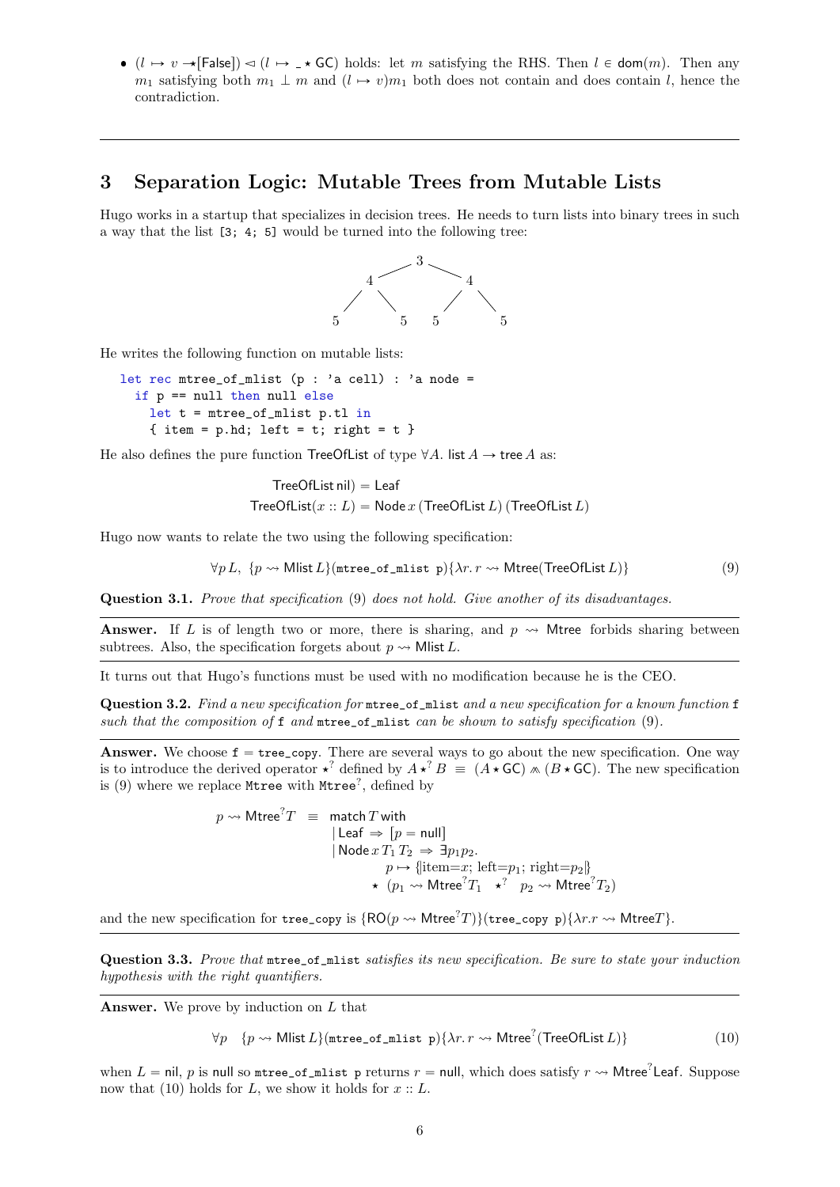- $(l \mapsto v \mathrel{-\!\!\star}[\mathsf{False}]) \lhd (l \mapsto \_ \star \mathsf{GC})$ holds: let $m$ satisfying the RHS. Then $l \in \mathsf{dom}(m)$. Then any $m_1$ satisfying both $m_1 \perp m$ and $(l \mapsto v)m_1$ both does not contain and does contain $l$, hence the contradiction.

---

## 3 Separation Logic: Mutable Trees from Mutable Lists

Hugo works in a startup that specializes in decision trees. He needs to turn lists into binary trees in such a way that the list [3; 4; 5] would be turned into the following tree:

```
          3
      4       4
    5   5   5   5
```

He writes the following function on mutable lists:

```
let rec mtree_of_mlist (p : 'a cell) : 'a node =
  if p == null then null else
    let t = mtree_of_mlist p.tl in
    { item = p.hd; left = t; right = t }
```

He also defines the pure function TreeOfList of type $\forall A.\ \mathsf{list}\, A \to \mathsf{tree}\, A$ as:

$$\begin{aligned}
\mathsf{TreeOfList}\,\mathsf{nil}) &= \mathsf{Leaf}\\
\mathsf{TreeOfList}(x :: L) &= \mathsf{Node}\, x\, (\mathsf{TreeOfList}\, L)\, (\mathsf{TreeOfList}\, L)
\end{aligned}$$

Hugo now wants to relate the two using the following specification:

$$\forall p\, L,\ \{p \rightsquigarrow \mathsf{Mlist}\, L\}(\texttt{mtree\_of\_mlist p})\{\lambda r.\, r \rightsquigarrow \mathsf{Mtree}(\mathsf{TreeOfList}\, L)\} \tag{9}$$

**Question 3.1.** *Prove that specification* (9) *does not hold. Give another of its disadvantages.*

---

**Answer.** If $L$ is of length two or more, there is sharing, and $p \rightsquigarrow \mathsf{Mtree}$ forbids sharing between subtrees. Also, the specification forgets about $p \rightsquigarrow \mathsf{Mlist}\, L$.

---

It turns out that Hugo's functions must be used with no modification because he is the CEO.

**Question 3.2.** *Find a new specification for* `mtree_of_mlist` *and a new specification for a known function* `f` *such that the composition of* `f` *and* `mtree_of_mlist` *can be shown to satisfy specification* (9)*.*

---

**Answer.** We choose `f` = `tree_copy`. There are several ways to go about the new specification. One way is to introduce the derived operator $\star^?$ defined by $A \star^? B \;\equiv\; (A \star \mathsf{GC}) \wedge\!\!\!\wedge (B \star \mathsf{GC})$. The new specification is (9) where we replace `Mtree` with `Mtree`$^?$, defined by

$$\begin{aligned}
p \rightsquigarrow \mathsf{Mtree}^?T \quad \equiv \quad & \mathsf{match}\, T\, \mathsf{with}\\
& \mid \mathsf{Leaf} \Rightarrow [p = \mathsf{null}]\\
& \mid \mathsf{Node}\, x\, T_1\, T_2 \Rightarrow \exists p_1 p_2.\\
& \qquad p \mapsto \{\!|\mathrm{item}{=}x;\ \mathrm{left}{=}p_1;\ \mathrm{right}{=}p_2|\!\}\\
& \qquad \star\ (p_1 \rightsquigarrow \mathsf{Mtree}^?T_1 \quad \star^? \quad p_2 \rightsquigarrow \mathsf{Mtree}^?T_2)
\end{aligned}$$

and the new specification for `tree_copy` is $\{\mathsf{RO}(p \rightsquigarrow \mathsf{Mtree}^?T)\}(\texttt{tree\_copy p})\{\lambda r. r \rightsquigarrow \mathsf{Mtree}T\}$.

---

**Question 3.3.** *Prove that* `mtree_of_mlist` *satisfies its new specification. Be sure to state your induction hypothesis with the right quantifiers.*

---

**Answer.** We prove by induction on $L$ that

$$\forall p \quad \{p \rightsquigarrow \mathsf{Mlist}\, L\}(\texttt{mtree\_of\_mlist p})\{\lambda r.\, r \rightsquigarrow \mathsf{Mtree}^?(\mathsf{TreeOfList}\, L)\} \tag{10}$$

when $L = \mathsf{nil}$, $p$ is $\mathsf{null}$ so `mtree_of_mlist p` returns $r = \mathsf{null}$, which does satisfy $r \rightsquigarrow \mathsf{Mtree}^?\mathsf{Leaf}$. Suppose now that (10) holds for $L$, we show it holds for $x :: L$.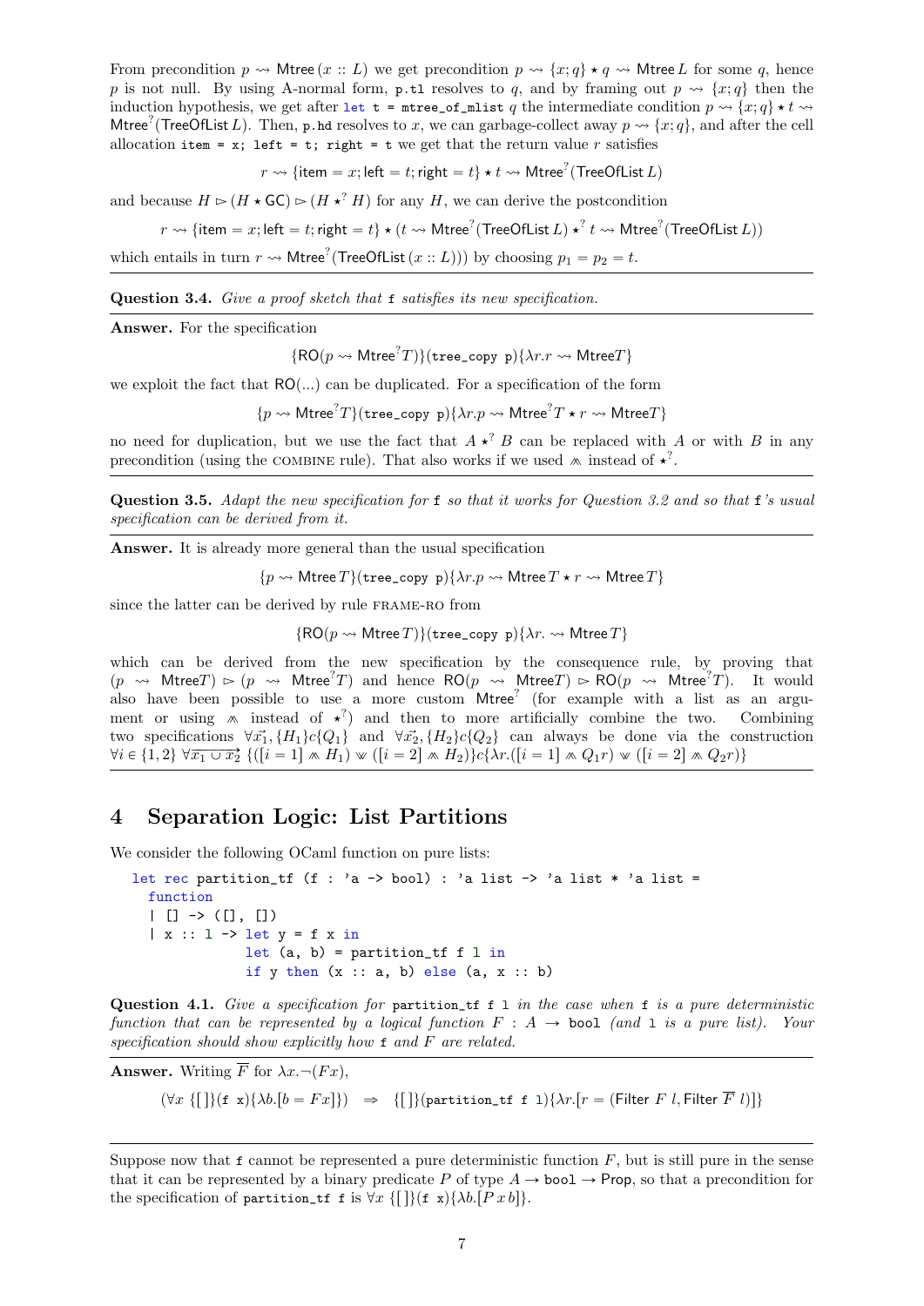From precondition $p \rightsquigarrow \mathsf{Mtree}\,(x :: L)$ we get precondition $p \rightsquigarrow \{x; q\} \star q \rightsquigarrow \mathsf{Mtree}\,L$ for some $q$, hence $p$ is not null. By using A-normal form, `p.tl` resolves to $q$, and by framing out $p \rightsquigarrow \{x; q\}$ then the induction hypothesis, we get after `let t = mtree_of_mlist` $q$ the intermediate condition $p \rightsquigarrow \{x; q\} \star t \rightsquigarrow \mathsf{Mtree}^?(\mathsf{TreeOfList}\,L)$. Then, `p.hd` resolves to $x$, we can garbage-collect away $p \rightsquigarrow \{x; q\}$, and after the cell allocation `item = x; left = t; right = t` we get that the return value $r$ satisfies

$$r \rightsquigarrow \{\mathsf{item} = x; \mathsf{left} = t; \mathsf{right} = t\} \star t \rightsquigarrow \mathsf{Mtree}^?(\mathsf{TreeOfList}\,L)$$

and because $H \rhd (H \star \mathsf{GC}) \rhd (H \star^? H)$ for any $H$, we can derive the postcondition

$$r \rightsquigarrow \{\mathsf{item} = x; \mathsf{left} = t; \mathsf{right} = t\} \star (t \rightsquigarrow \mathsf{Mtree}^?(\mathsf{TreeOfList}\,L) \star^? t \rightsquigarrow \mathsf{Mtree}^?(\mathsf{TreeOfList}\,L))$$

which entails in turn $r \rightsquigarrow \mathsf{Mtree}^?(\mathsf{TreeOfList}\,(x :: L)))$ by choosing $p_1 = p_2 = t$.

---

**Question 3.4.** *Give a proof sketch that* `f` *satisfies its new specification.*

---

**Answer.** For the specification

$$\{\mathsf{RO}(p \rightsquigarrow \mathsf{Mtree}^? T)\}(\texttt{tree\_copy p})\{\lambda r. r \rightsquigarrow \mathsf{Mtree} T\}$$

we exploit the fact that $\mathsf{RO}(...)$ can be duplicated. For a specification of the form

$$\{p \rightsquigarrow \mathsf{Mtree}^? T\}(\texttt{tree\_copy p})\{\lambda r. p \rightsquigarrow \mathsf{Mtree}^? T \star r \rightsquigarrow \mathsf{Mtree} T\}$$

no need for duplication, but we use the fact that $A \star^? B$ can be replaced with $A$ or with $B$ in any precondition (using the COMBINE rule). That also works if we used $\curlywedge$ instead of $\star^?$.

---

**Question 3.5.** *Adapt the new specification for* `f` *so that it works for Question 3.2 and so that* `f`*'s usual specification can be derived from it.*

---

**Answer.** It is already more general than the usual specification

$$\{p \rightsquigarrow \mathsf{Mtree}\,T\}(\texttt{tree\_copy p})\{\lambda r. p \rightsquigarrow \mathsf{Mtree}\,T \star r \rightsquigarrow \mathsf{Mtree}\,T\}$$

since the latter can be derived by rule FRAME-RO from

$$\{\mathsf{RO}(p \rightsquigarrow \mathsf{Mtree}\,T)\}(\texttt{tree\_copy p})\{\lambda r. \rightsquigarrow \mathsf{Mtree}\,T\}$$

which can be derived from the new specification by the consequence rule, by proving that $(p \rightsquigarrow \mathsf{Mtree} T) \rhd (p \rightsquigarrow \mathsf{Mtree}^? T)$ and hence $\mathsf{RO}(p \rightsquigarrow \mathsf{Mtree} T) \rhd \mathsf{RO}(p \rightsquigarrow \mathsf{Mtree}^? T)$. It would also have been possible to use a more custom $\mathsf{Mtree}^?$ (for example with a list as an argument or using $\curlywedge$ instead of $\star^?$) and then to more artificially combine the two. Combining two specifications $\forall \vec{x_1}, \{H_1\} c \{Q_1\}$ and $\forall \vec{x_2}, \{H_2\} c \{Q_2\}$ can always be done via the construction $\forall i \in \{1, 2\}\ \forall \overrightarrow{x_1 \cup x_2}\ \{([i = 1] \curlywedge H_1) \curlyvee ([i = 2] \curlywedge H_2)\} c \{\lambda r. ([i = 1] \curlywedge Q_1 r) \curlyvee ([i = 2] \curlywedge Q_2 r)\}$

---

## 4 Separation Logic: List Partitions

We consider the following OCaml function on pure lists:

```
let rec partition_tf (f : 'a -> bool) : 'a list -> 'a list * 'a list =
  function
  | [] -> ([], [])
  | x :: l -> let y = f x in
              let (a, b) = partition_tf f l in
              if y then (x :: a, b) else (a, x :: b)
```

**Question 4.1.** *Give a specification for* `partition_tf f l` *in the case when* `f` *is a pure deterministic function that can be represented by a logical function $F : A \to \mathsf{bool}$ (and* `l` *is a pure list). Your specification should show explicitly how* `f` *and $F$ are related.*

---

**Answer.** Writing $\overline{F}$ for $\lambda x. \neg(F x)$,

$$(\forall x\ \{[\,]\}(\texttt{f x})\{\lambda b. [b = F x]\}) \quad \Rightarrow \quad \{[\,]\}(\texttt{partition\_tf f l})\{\lambda r. [r = (\mathsf{Filter}\ F\ l, \mathsf{Filter}\ \overline{F}\ l)]\}$$

---

Suppose now that `f` cannot be represented a pure deterministic function $F$, but is still pure in the sense that it can be represented by a binary predicate $P$ of type $A \to \mathsf{bool} \to \mathsf{Prop}$, so that a precondition for the specification of `partition_tf f` is $\forall x\ \{[\,]\}(\texttt{f x})\{\lambda b. [P\,x\,b]\}$.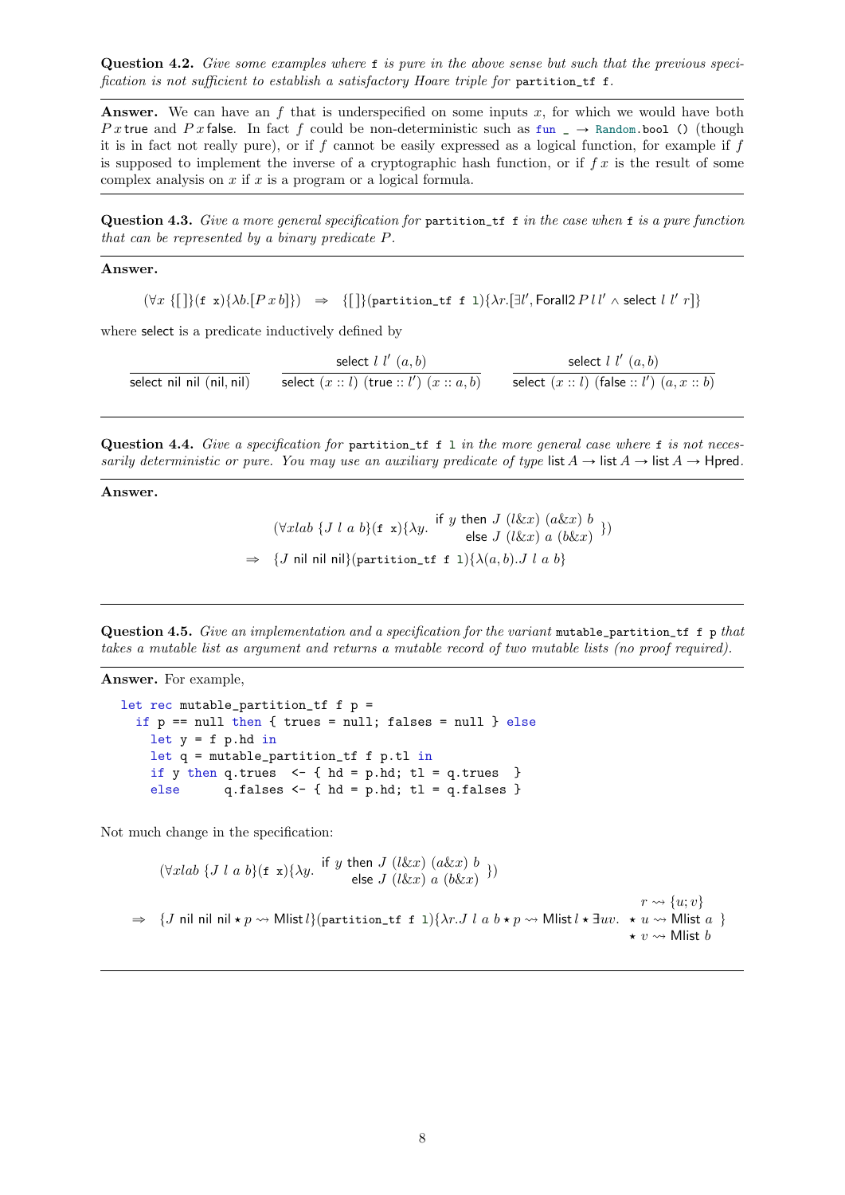**Question 4.2.** *Give some examples where* `f` *is pure in the above sense but such that the previous specification is not sufficient to establish a satisfactory Hoare triple for* `partition_tf f`.

---

**Answer.** We can have an $f$ that is underspecified on some inputs $x$, for which we would have both $P\,x\,\mathsf{true}$ and $P\,x\,\mathsf{false}$. In fact $f$ could be non-deterministic such as `fun _ → Random.bool ()` (though it is in fact not really pure), or if $f$ cannot be easily expressed as a logical function, for example if $f$ is supposed to implement the inverse of a cryptographic hash function, or if $f\,x$ is the result of some complex analysis on $x$ if $x$ is a program or a logical formula.

---

**Question 4.3.** *Give a more general specification for* `partition_tf f` *in the case when* `f` *is a pure function that can be represented by a binary predicate* $P$.

---

**Answer.**

$$(\forall x\ \{[\,]\}(\texttt{f x})\{\lambda b.[P\,x\,b]\}) \quad\Rightarrow\quad \{[\,]\}(\texttt{partition\_tf f l})\{\lambda r.[\exists l', \mathsf{Forall2}\,P\,l\,l' \wedge \mathsf{select}\ l\ l'\ r]\}$$

where $\mathsf{select}$ is a predicate inductively defined by

$$\frac{}{\mathsf{select}\ \mathsf{nil}\ \mathsf{nil}\ (\mathsf{nil},\mathsf{nil})} \qquad \frac{\mathsf{select}\ l\ l'\ (a,b)}{\mathsf{select}\ (x::l)\ (\mathsf{true}::l')\ (x::a,b)} \qquad \frac{\mathsf{select}\ l\ l'\ (a,b)}{\mathsf{select}\ (x::l)\ (\mathsf{false}::l')\ (a,x::b)}$$

---

**Question 4.4.** *Give a specification for* `partition_tf f l` *in the more general case where* `f` *is not necessarily deterministic or pure. You may use an auxiliary predicate of type* $\mathsf{list}\,A \to \mathsf{list}\,A \to \mathsf{list}\,A \to \mathsf{Hpred}$.

---

**Answer.**

$$(\forall xlab\ \{J\ l\ a\ b\}(\texttt{f x})\{\lambda y.\ \begin{array}{l}\mathsf{if}\ y\ \mathsf{then}\ J\ (l\&x)\ (a\&x)\ b\\ \quad\ \mathsf{else}\ J\ (l\&x)\ a\ (b\&x)\end{array}\})$$

$$\Rightarrow\quad \{J\ \mathsf{nil}\ \mathsf{nil}\ \mathsf{nil}\}(\texttt{partition\_tf f l})\{\lambda(a,b).J\ l\ a\ b\}$$

---

**Question 4.5.** *Give an implementation and a specification for the variant* `mutable_partition_tf f p` *that takes a mutable list as argument and returns a mutable record of two mutable lists (no proof required).*

---

**Answer.** For example,

```
let rec mutable_partition_tf f p =
  if p == null then { trues = null; falses = null } else
    let y = f p.hd in
    let q = mutable_partition_tf f p.tl in
    if y then q.trues  <- { hd = p.hd; tl = q.trues  }
    else      q.falses <- { hd = p.hd; tl = q.falses }
```

Not much change in the specification:

$$(\forall xlab\ \{J\ l\ a\ b\}(\texttt{f x})\{\lambda y.\ \begin{array}{l}\mathsf{if}\ y\ \mathsf{then}\ J\ (l\&x)\ (a\&x)\ b\\ \quad\ \mathsf{else}\ J\ (l\&x)\ a\ (b\&x)\end{array}\})$$

$$\Rightarrow\quad \{J\ \mathsf{nil}\ \mathsf{nil}\ \mathsf{nil} \star p \rightsquigarrow \mathsf{Mlist}\,l\}(\texttt{partition\_tf f l})\{\lambda r.J\ l\ a\ b \star p \rightsquigarrow \mathsf{Mlist}\,l \star \exists uv.\ \begin{array}{l} r \rightsquigarrow \{u;v\}\\ \star\ u \rightsquigarrow \mathsf{Mlist}\ a\\ \star\ v \rightsquigarrow \mathsf{Mlist}\ b\end{array}\}$$